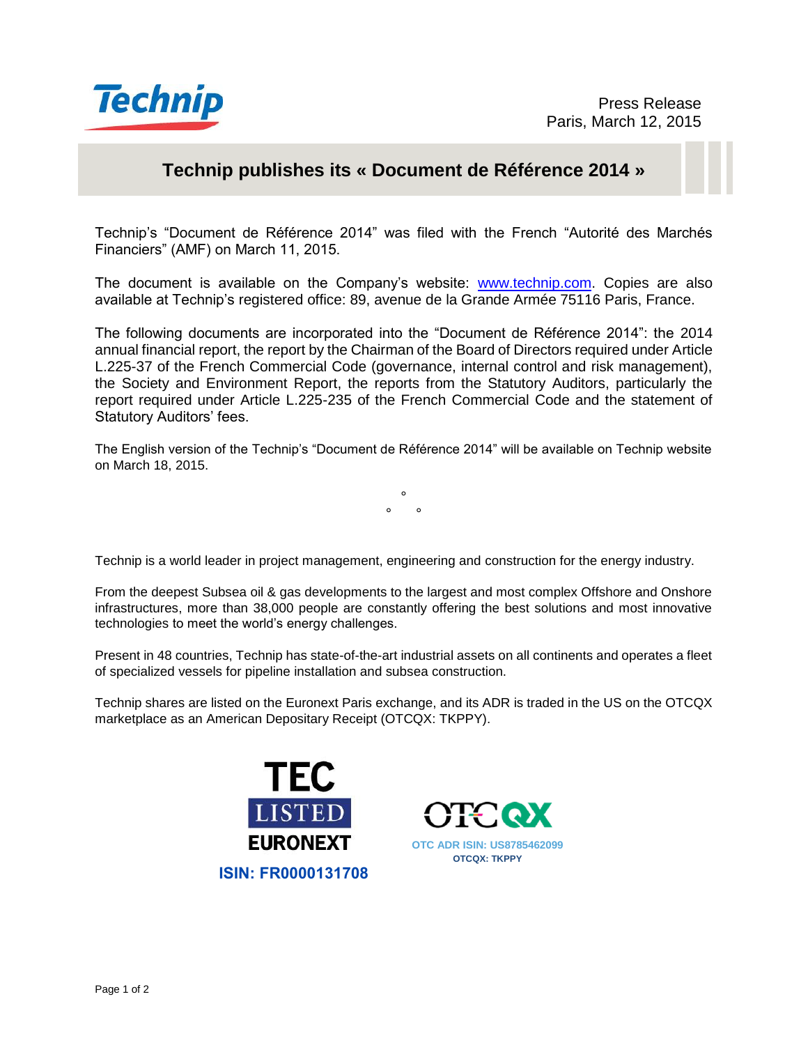Press Release
Paris, March 12, 2015

# Technip publishes its « Document de Référence 2014 »

Technip's "Document de Référence 2014" was filed with the French "Autorité des Marchés Financiers" (AMF) on March 11, 2015.

The document is available on the Company's website: www.technip.com. Copies are also available at Technip's registered office: 89, avenue de la Grande Armée 75116 Paris, France.

The following documents are incorporated into the "Document de Référence 2014": the 2014 annual financial report, the report by the Chairman of the Board of Directors required under Article L.225-37 of the French Commercial Code (governance, internal control and risk management), the Society and Environment Report, the reports from the Statutory Auditors, particularly the report required under Article L.225-235 of the French Commercial Code and the statement of Statutory Auditors' fees.

The English version of the Technip's "Document de Référence 2014" will be available on Technip website on March 18, 2015.

°
° °

Technip is a world leader in project management, engineering and construction for the energy industry.

From the deepest Subsea oil & gas developments to the largest and most complex Offshore and Onshore infrastructures, more than 38,000 people are constantly offering the best solutions and most innovative technologies to meet the world's energy challenges.

Present in 48 countries, Technip has state-of-the-art industrial assets on all continents and operates a fleet of specialized vessels for pipeline installation and subsea construction.

Technip shares are listed on the Euronext Paris exchange, and its ADR is traded in the US on the OTCQX marketplace as an American Depositary Receipt (OTCQX: TKPPY).

TEC
LISTED
EURONEXT

**ISIN: FR0000131708**

OTCQX

**OTC ADR ISIN: US8785462099**
**OTCQX: TKPPY**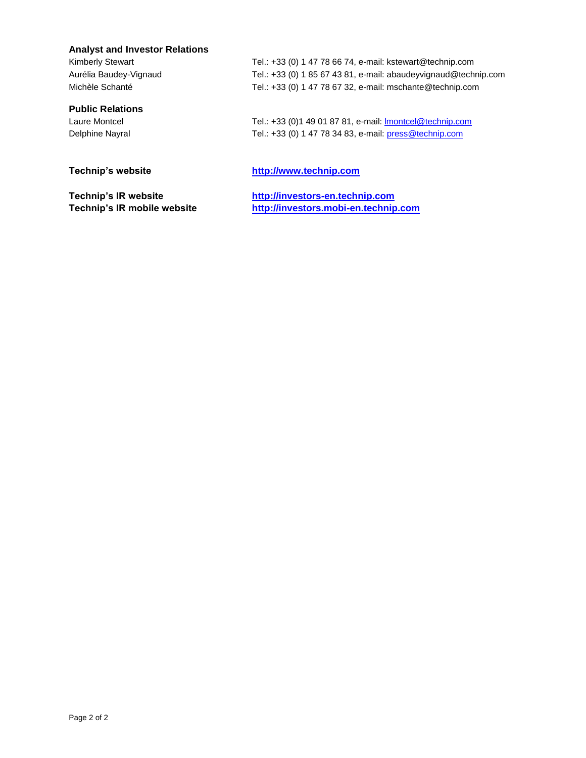**Analyst and Investor Relations**

Kimberly Stewart Tel.: +33 (0) 1 47 78 66 74, e-mail: kstewart@technip.com
Aurélia Baudey-Vignaud Tel.: +33 (0) 1 85 67 43 81, e-mail: abaudeyvignaud@technip.com
Michèle Schanté Tel.: +33 (0) 1 47 78 67 32, e-mail: mschante@technip.com

**Public Relations**

Laure Montcel Tel.: +33 (0)1 49 01 87 81, e-mail: lmontcel@technip.com
Delphine Nayral Tel.: +33 (0) 1 47 78 34 83, e-mail: press@technip.com

**Technip's website** **http://www.technip.com**

**Technip's IR website** **http://investors-en.technip.com**
**Technip's IR mobile website** **http://investors.mobi-en.technip.com**